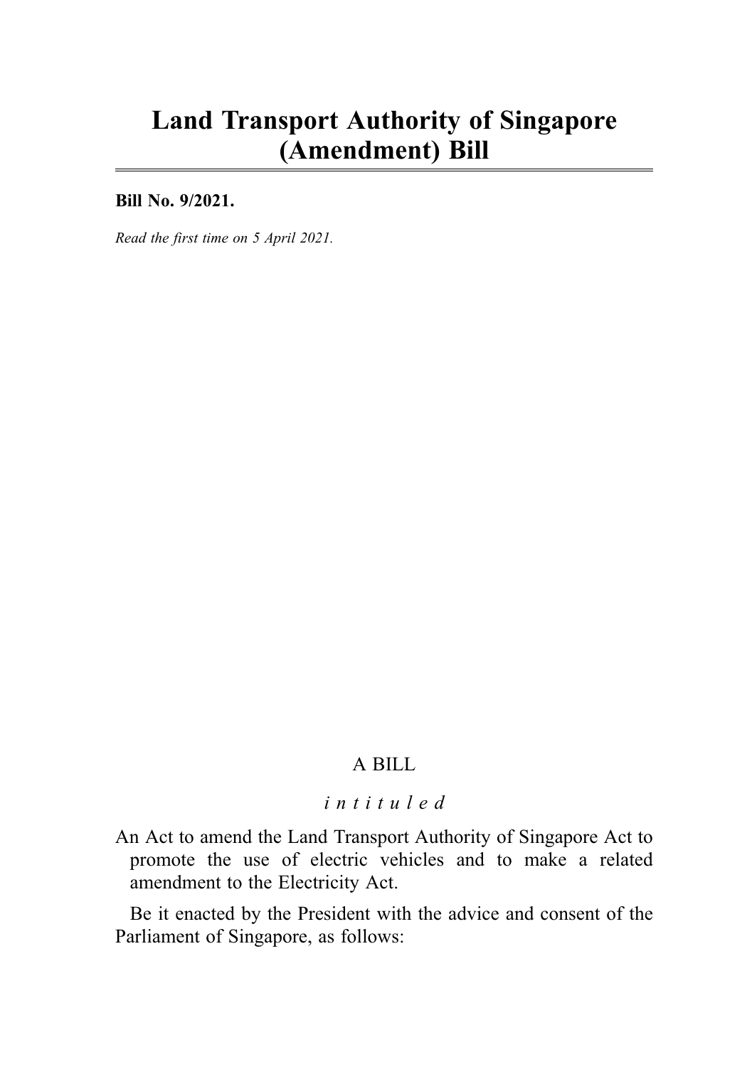# Land Transport Authority of Singapore (Amendment) Bill

**Bill No. 9/2021.**

*Read the first time on 5 April 2021.*

A BILL

*intituled*

An Act to amend the Land Transport Authority of Singapore Act to promote the use of electric vehicles and to make a related amendment to the Electricity Act.

Be it enacted by the President with the advice and consent of the Parliament of Singapore, as follows: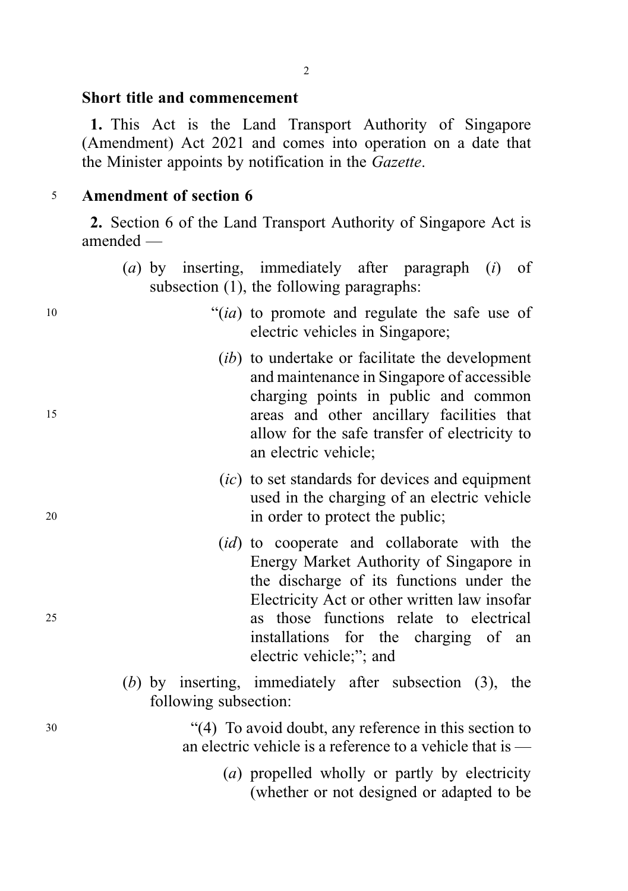### Short title and commencement

**1.** This Act is the Land Transport Authority of Singapore (Amendment) Act 2021 and comes into operation on a date that the Minister appoints by notification in the *Gazette*.

### Amendment of section 6

**2.** Section 6 of the Land Transport Authority of Singapore Act is amended —

(*a*) by inserting, immediately after paragraph (*i*) of subsection (1), the following paragraphs:

> "(*ia*) to promote and regulate the safe use of electric vehicles in Singapore;
>
> (*ib*) to undertake or facilitate the development and maintenance in Singapore of accessible charging points in public and common areas and other ancillary facilities that allow for the safe transfer of electricity to an electric vehicle;
>
> (*ic*) to set standards for devices and equipment used in the charging of an electric vehicle in order to protect the public;
>
> (*id*) to cooperate and collaborate with the Energy Market Authority of Singapore in the discharge of its functions under the Electricity Act or other written law insofar as those functions relate to electrical installations for the charging of an electric vehicle;"; and

(*b*) by inserting, immediately after subsection (3), the following subsection:

> "(4) To avoid doubt, any reference in this section to an electric vehicle is a reference to a vehicle that is —
>
> (*a*) propelled wholly or partly by electricity (whether or not designed or adapted to be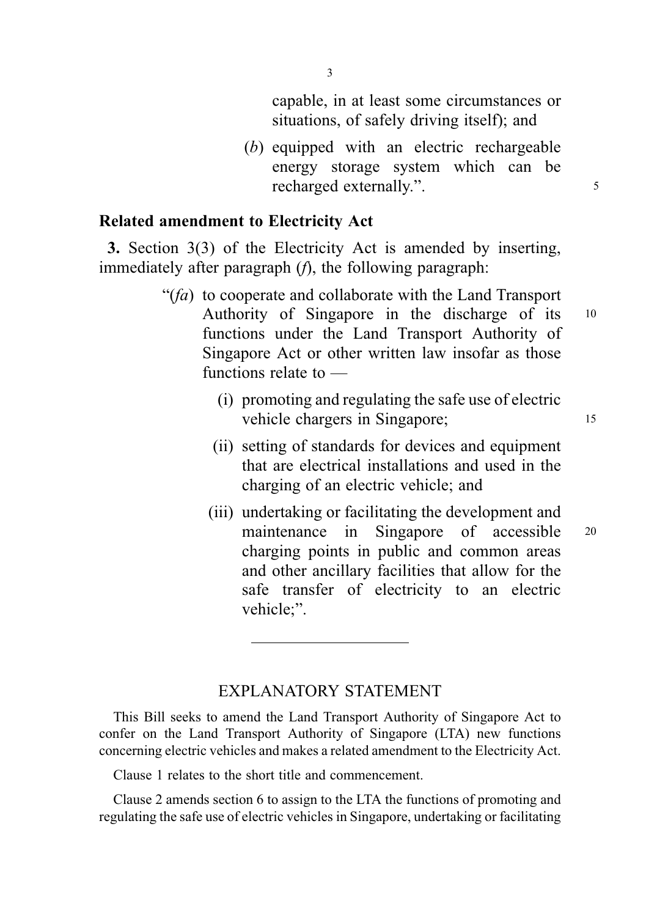capable, in at least some circumstances or situations, of safely driving itself); and

(*b*) equipped with an electric rechargeable energy storage system which can be recharged externally.".

**Related amendment to Electricity Act**

**3.** Section 3(3) of the Electricity Act is amended by inserting, immediately after paragraph (*f*), the following paragraph:

"(*fa*) to cooperate and collaborate with the Land Transport Authority of Singapore in the discharge of its functions under the Land Transport Authority of Singapore Act or other written law insofar as those functions relate to —

(i) promoting and regulating the safe use of electric vehicle chargers in Singapore;

(ii) setting of standards for devices and equipment that are electrical installations and used in the charging of an electric vehicle; and

(iii) undertaking or facilitating the development and maintenance in Singapore of accessible charging points in public and common areas and other ancillary facilities that allow for the safe transfer of electricity to an electric vehicle;".

---

## EXPLANATORY STATEMENT

This Bill seeks to amend the Land Transport Authority of Singapore Act to confer on the Land Transport Authority of Singapore (LTA) new functions concerning electric vehicles and makes a related amendment to the Electricity Act.

Clause 1 relates to the short title and commencement.

Clause 2 amends section 6 to assign to the LTA the functions of promoting and regulating the safe use of electric vehicles in Singapore, undertaking or facilitating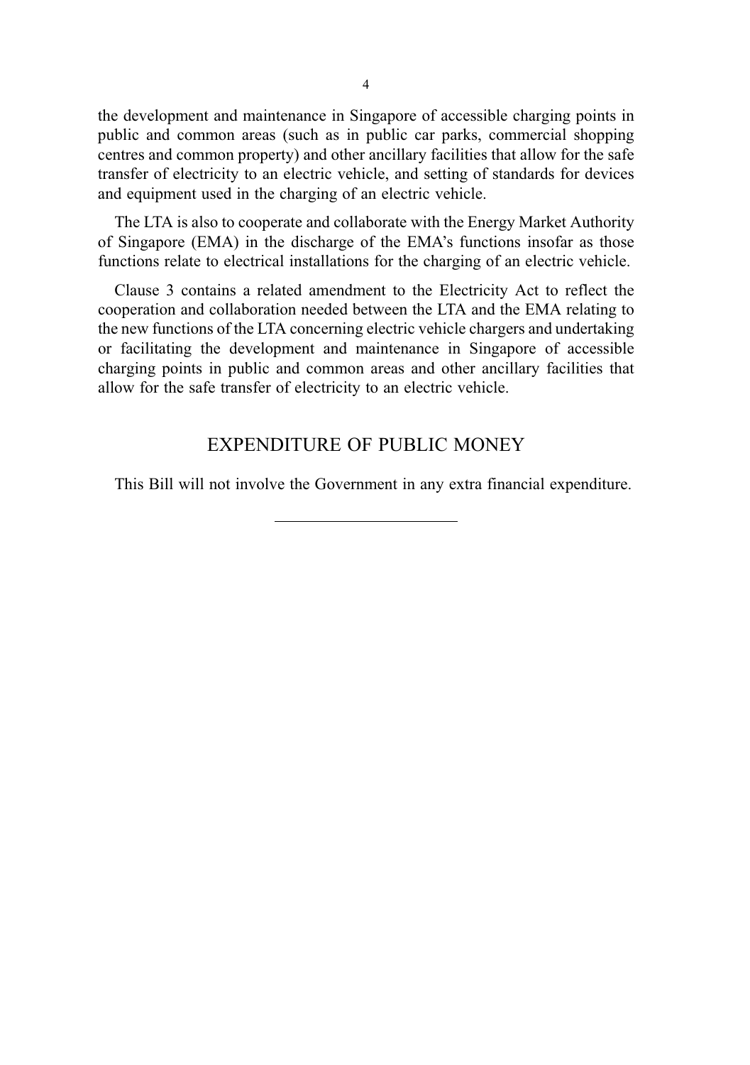the development and maintenance in Singapore of accessible charging points in public and common areas (such as in public car parks, commercial shopping centres and common property) and other ancillary facilities that allow for the safe transfer of electricity to an electric vehicle, and setting of standards for devices and equipment used in the charging of an electric vehicle.

The LTA is also to cooperate and collaborate with the Energy Market Authority of Singapore (EMA) in the discharge of the EMA's functions insofar as those functions relate to electrical installations for the charging of an electric vehicle.

Clause 3 contains a related amendment to the Electricity Act to reflect the cooperation and collaboration needed between the LTA and the EMA relating to the new functions of the LTA concerning electric vehicle chargers and undertaking or facilitating the development and maintenance in Singapore of accessible charging points in public and common areas and other ancillary facilities that allow for the safe transfer of electricity to an electric vehicle.

## EXPENDITURE OF PUBLIC MONEY

This Bill will not involve the Government in any extra financial expenditure.